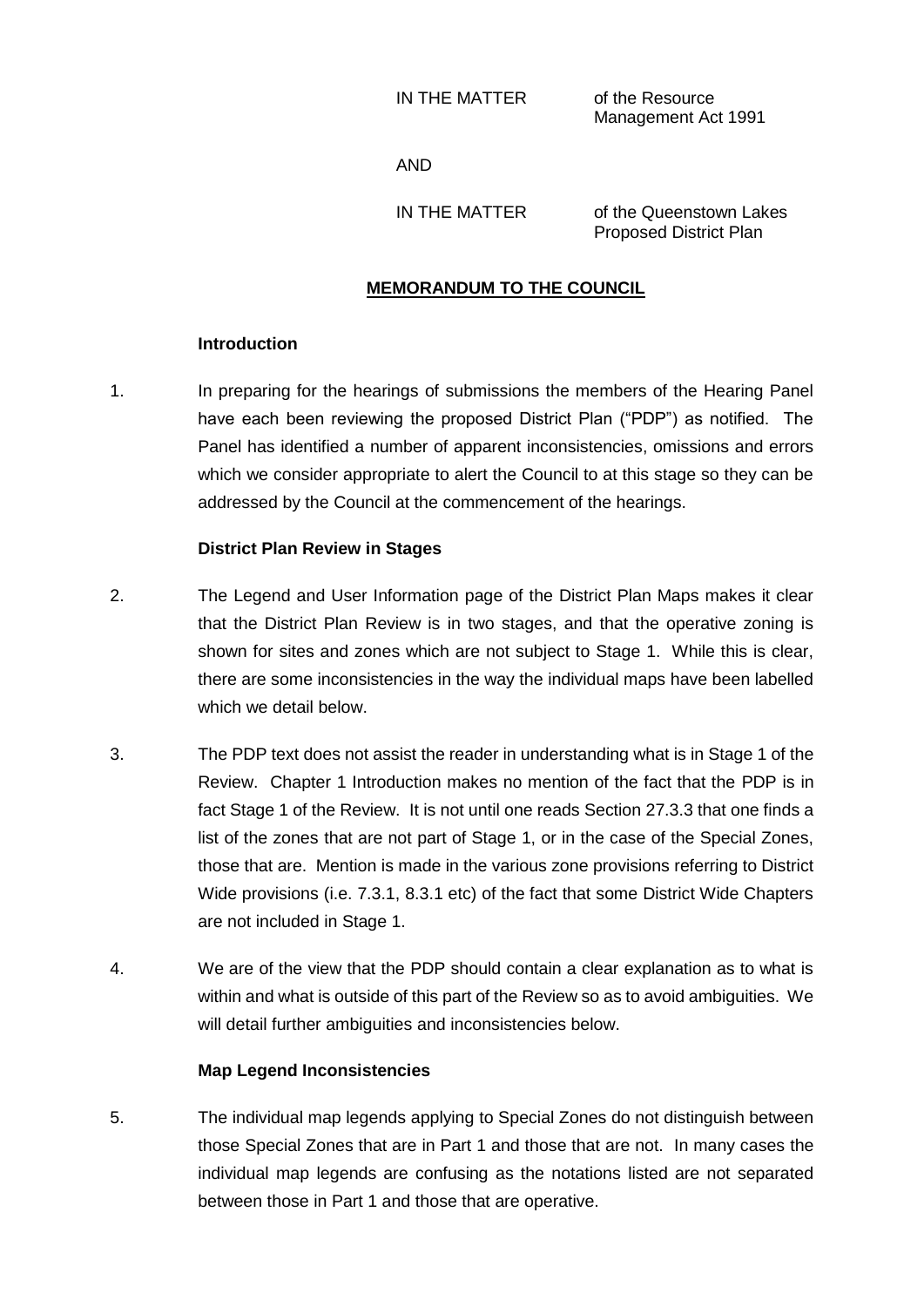IN THE MATTER of the Resource Management Act 1991

AND

IN THE MATTER of the Queenstown Lakes Proposed District Plan

## MEMORANDUM TO THE COUNCIL

### Introduction

1. In preparing for the hearings of submissions the members of the Hearing Panel have each been reviewing the proposed District Plan ("PDP") as notified. The Panel has identified a number of apparent inconsistencies, omissions and errors which we consider appropriate to alert the Council to at this stage so they can be addressed by the Council at the commencement of the hearings.

### District Plan Review in Stages

2. The Legend and User Information page of the District Plan Maps makes it clear that the District Plan Review is in two stages, and that the operative zoning is shown for sites and zones which are not subject to Stage 1. While this is clear, there are some inconsistencies in the way the individual maps have been labelled which we detail below.

3. The PDP text does not assist the reader in understanding what is in Stage 1 of the Review. Chapter 1 Introduction makes no mention of the fact that the PDP is in fact Stage 1 of the Review. It is not until one reads Section 27.3.3 that one finds a list of the zones that are not part of Stage 1, or in the case of the Special Zones, those that are. Mention is made in the various zone provisions referring to District Wide provisions (i.e. 7.3.1, 8.3.1 etc) of the fact that some District Wide Chapters are not included in Stage 1.

4. We are of the view that the PDP should contain a clear explanation as to what is within and what is outside of this part of the Review so as to avoid ambiguities. We will detail further ambiguities and inconsistencies below.

### Map Legend Inconsistencies

5. The individual map legends applying to Special Zones do not distinguish between those Special Zones that are in Part 1 and those that are not. In many cases the individual map legends are confusing as the notations listed are not separated between those in Part 1 and those that are operative.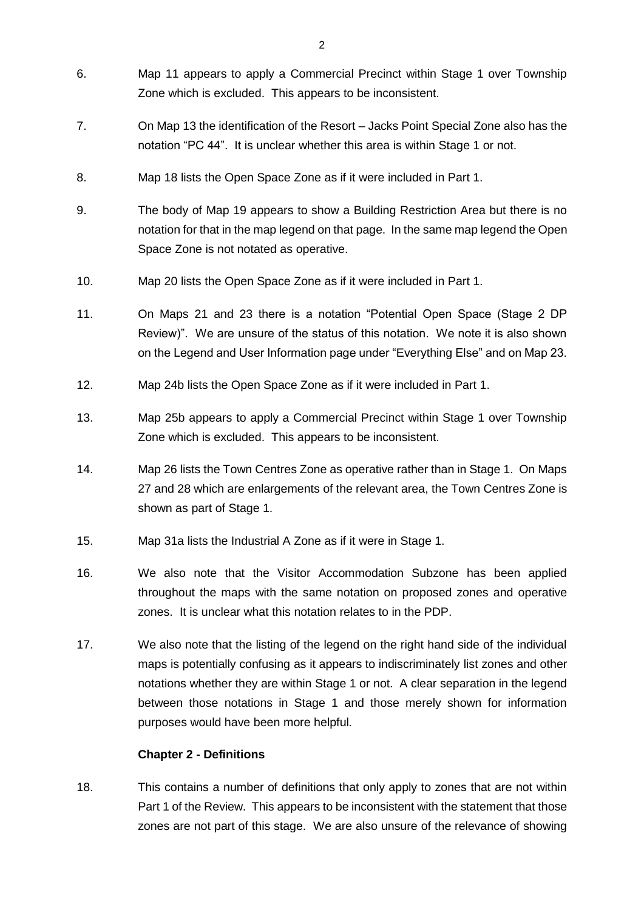6. Map 11 appears to apply a Commercial Precinct within Stage 1 over Township Zone which is excluded. This appears to be inconsistent.

7. On Map 13 the identification of the Resort – Jacks Point Special Zone also has the notation "PC 44". It is unclear whether this area is within Stage 1 or not.

8. Map 18 lists the Open Space Zone as if it were included in Part 1.

9. The body of Map 19 appears to show a Building Restriction Area but there is no notation for that in the map legend on that page. In the same map legend the Open Space Zone is not notated as operative.

10. Map 20 lists the Open Space Zone as if it were included in Part 1.

11. On Maps 21 and 23 there is a notation "Potential Open Space (Stage 2 DP Review)". We are unsure of the status of this notation. We note it is also shown on the Legend and User Information page under "Everything Else" and on Map 23.

12. Map 24b lists the Open Space Zone as if it were included in Part 1.

13. Map 25b appears to apply a Commercial Precinct within Stage 1 over Township Zone which is excluded. This appears to be inconsistent.

14. Map 26 lists the Town Centres Zone as operative rather than in Stage 1. On Maps 27 and 28 which are enlargements of the relevant area, the Town Centres Zone is shown as part of Stage 1.

15. Map 31a lists the Industrial A Zone as if it were in Stage 1.

16. We also note that the Visitor Accommodation Subzone has been applied throughout the maps with the same notation on proposed zones and operative zones. It is unclear what this notation relates to in the PDP.

17. We also note that the listing of the legend on the right hand side of the individual maps is potentially confusing as it appears to indiscriminately list zones and other notations whether they are within Stage 1 or not. A clear separation in the legend between those notations in Stage 1 and those merely shown for information purposes would have been more helpful.

**Chapter 2 - Definitions**

18. This contains a number of definitions that only apply to zones that are not within Part 1 of the Review. This appears to be inconsistent with the statement that those zones are not part of this stage. We are also unsure of the relevance of showing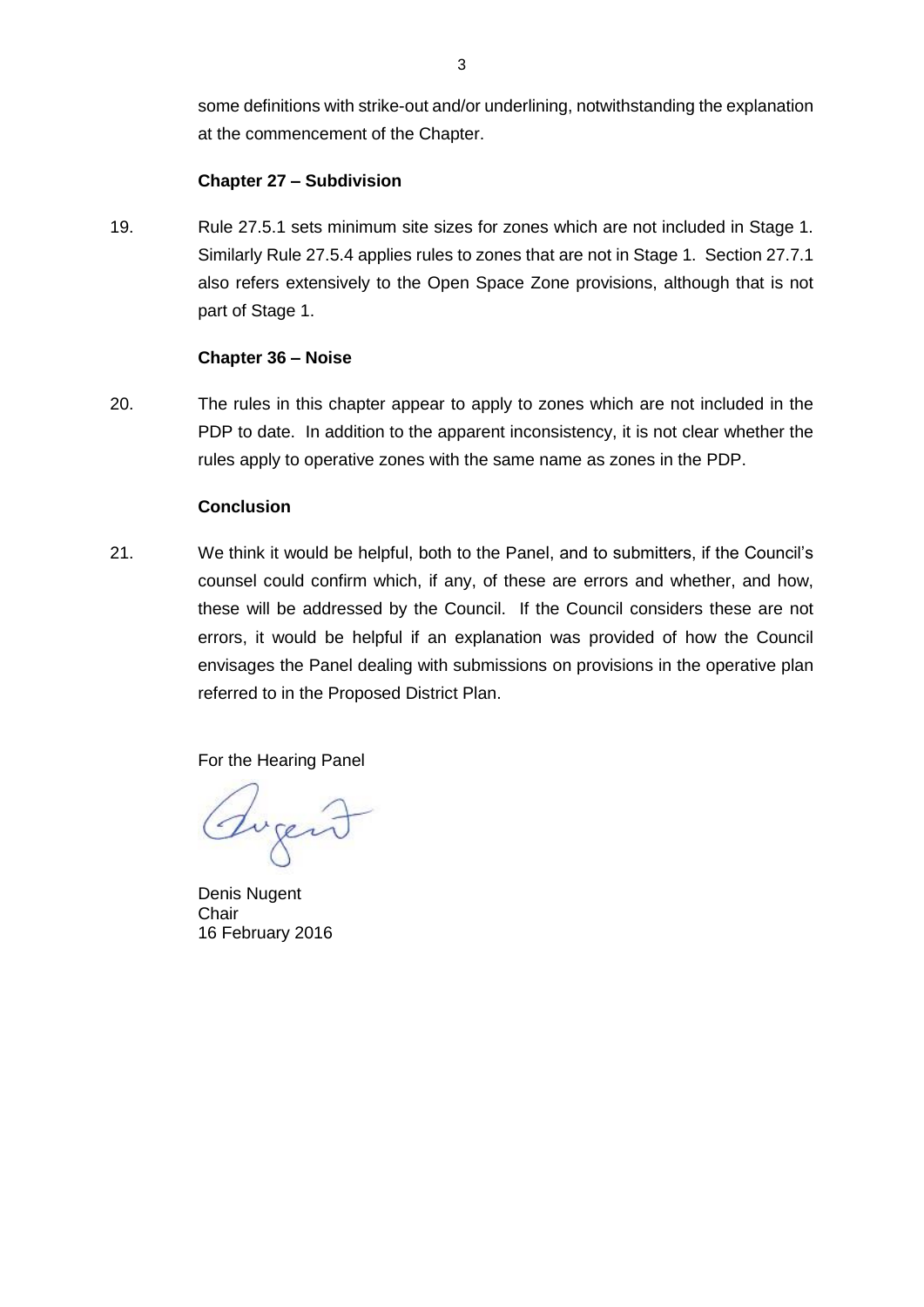some definitions with strike-out and/or underlining, notwithstanding the explanation at the commencement of the Chapter.

**Chapter 27 – Subdivision**

19. Rule 27.5.1 sets minimum site sizes for zones which are not included in Stage 1. Similarly Rule 27.5.4 applies rules to zones that are not in Stage 1. Section 27.7.1 also refers extensively to the Open Space Zone provisions, although that is not part of Stage 1.

**Chapter 36 – Noise**

20. The rules in this chapter appear to apply to zones which are not included in the PDP to date. In addition to the apparent inconsistency, it is not clear whether the rules apply to operative zones with the same name as zones in the PDP.

**Conclusion**

21. We think it would be helpful, both to the Panel, and to submitters, if the Council's counsel could confirm which, if any, of these are errors and whether, and how, these will be addressed by the Council. If the Council considers these are not errors, it would be helpful if an explanation was provided of how the Council envisages the Panel dealing with submissions on provisions in the operative plan referred to in the Proposed District Plan.

For the Hearing Panel

Denis Nugent
Chair
16 February 2016